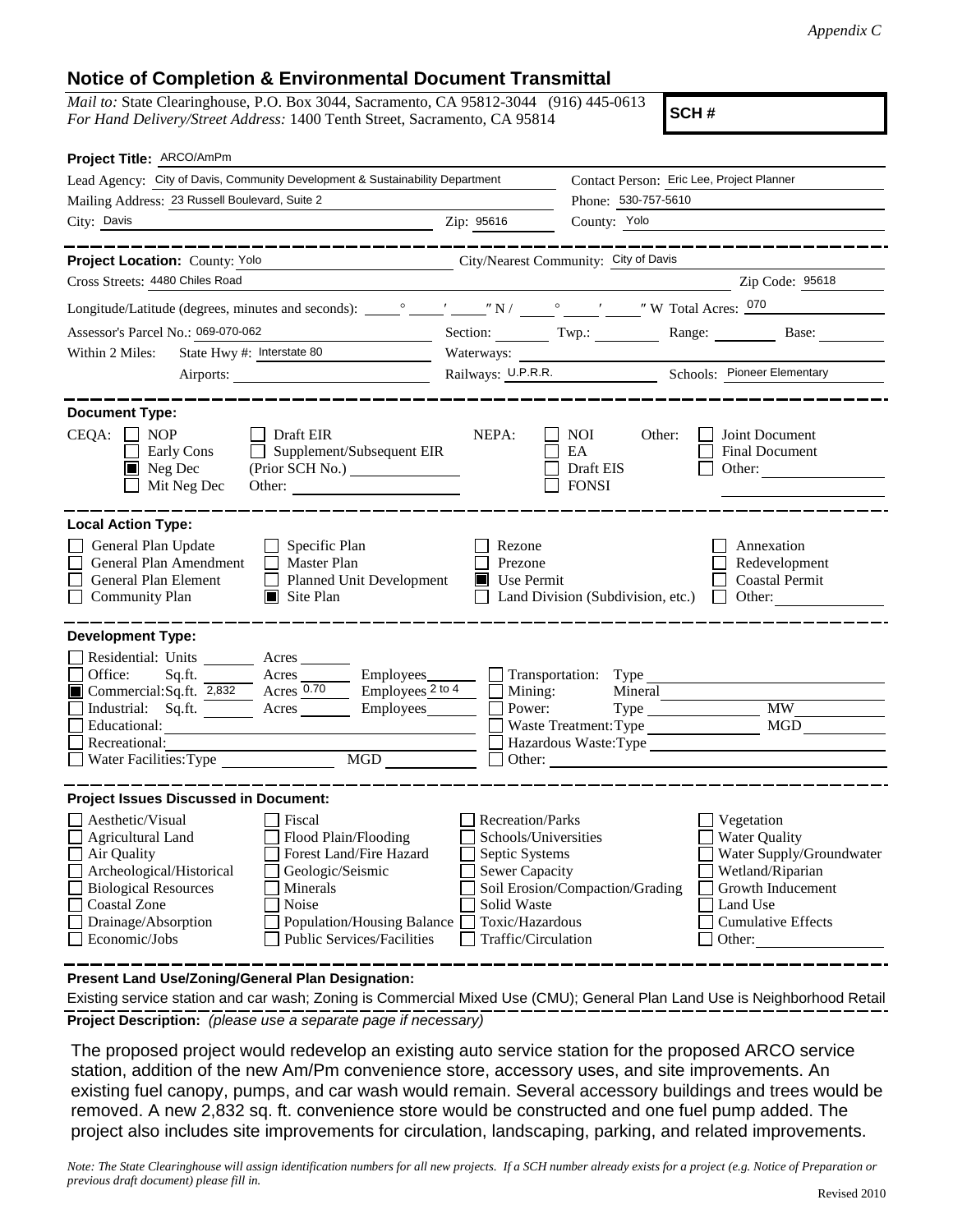*Appendix C*

## Notice of Completion & Environmental Document Transmittal

*Mail to:* State Clearinghouse, P.O. Box 3044, Sacramento, CA 95812-3044 (916) 445-0613
*For Hand Delivery/Street Address:* 1400 Tenth Street, Sacramento, CA 95814

**SCH #**

**Project Title:** ARCO/AmPm

Lead Agency: City of Davis, Community Development & Sustainability Department
Contact Person: Eric Lee, Project Planner
Mailing Address: 23 Russell Boulevard, Suite 2
Phone: 530-757-5610
City: Davis
Zip: 95616
County: Yolo

**Project Location:** County: Yolo
City/Nearest Community: City of Davis
Cross Streets: 4480 Chiles Road
Zip Code: 95618
Longitude/Latitude (degrees, minutes and seconds): ____° ____′ ____″ N / ____° ____′ ____″ W Total Acres: 070
Assessor's Parcel No.: 069-070-062
Section: ____ Twp.: ____ Range: ____ Base: ____
Within 2 Miles: State Hwy #: Interstate 80
Waterways: ____
Airports: ____
Railways: U.P.R.R.
Schools: Pioneer Elementary

**Document Type:**

CEQA:
- [ ] NOP
- [ ] Early Cons
- [x] Neg Dec
- [ ] Mit Neg Dec
- [ ] Draft EIR
- [ ] Supplement/Subsequent EIR (Prior SCH No.) ____
- Other: ____

NEPA:
- [ ] NOI
- [ ] EA
- [ ] Draft EIS
- [ ] FONSI

Other:
- [ ] Joint Document
- [ ] Final Document
- [ ] Other: ____

**Local Action Type:**

- [ ] General Plan Update
- [ ] General Plan Amendment
- [ ] General Plan Element
- [ ] Community Plan
- [ ] Specific Plan
- [ ] Master Plan
- [ ] Planned Unit Development
- [x] Site Plan
- [ ] Rezone
- [ ] Prezone
- [x] Use Permit
- [ ] Land Division (Subdivision, etc.)
- [ ] Annexation
- [ ] Redevelopment
- [ ] Coastal Permit
- [ ] Other: ____

**Development Type:**

- [ ] Residential: Units ____ Acres ____
- [ ] Office: Sq.ft. ____ Acres ____ Employees ____
- [x] Commercial: Sq.ft. 2,832 Acres 0.70 Employees 2 to 4
- [ ] Industrial: Sq.ft. ____ Acres ____ Employees ____
- [ ] Educational: ____
- [ ] Recreational: ____
- [ ] Water Facilities: Type ____ MGD ____
- [ ] Transportation: Type ____
- [ ] Mining: Mineral ____
- [ ] Power: Type ____ MW ____
- [ ] Waste Treatment: Type ____ MGD ____
- [ ] Hazardous Waste: Type ____
- [ ] Other: ____

**Project Issues Discussed in Document:**

- [ ] Aesthetic/Visual
- [ ] Agricultural Land
- [ ] Air Quality
- [ ] Archeological/Historical
- [ ] Biological Resources
- [ ] Coastal Zone
- [ ] Drainage/Absorption
- [ ] Economic/Jobs
- [ ] Fiscal
- [ ] Flood Plain/Flooding
- [ ] Forest Land/Fire Hazard
- [ ] Geologic/Seismic
- [ ] Minerals
- [ ] Noise
- [ ] Population/Housing Balance
- [ ] Public Services/Facilities
- [ ] Recreation/Parks
- [ ] Schools/Universities
- [ ] Septic Systems
- [ ] Sewer Capacity
- [ ] Soil Erosion/Compaction/Grading
- [ ] Solid Waste
- [ ] Toxic/Hazardous
- [ ] Traffic/Circulation
- [ ] Vegetation
- [ ] Water Quality
- [ ] Water Supply/Groundwater
- [ ] Wetland/Riparian
- [ ] Growth Inducement
- [ ] Land Use
- [ ] Cumulative Effects
- [ ] Other: ____

**Present Land Use/Zoning/General Plan Designation:**

Existing service station and car wash; Zoning is Commercial Mixed Use (CMU); General Plan Land Use is Neighborhood Retail

**Project Description:** *(please use a separate page if necessary)*

The proposed project would redevelop an existing auto service station for the proposed ARCO service station, addition of the new Am/Pm convenience store, accessory uses, and site improvements. An existing fuel canopy, pumps, and car wash would remain. Several accessory buildings and trees would be removed. A new 2,832 sq. ft. convenience store would be constructed and one fuel pump added. The project also includes site improvements for circulation, landscaping, parking, and related improvements.

*Note: The State Clearinghouse will assign identification numbers for all new projects. If a SCH number already exists for a project (e.g. Notice of Preparation or previous draft document) please fill in.*

Revised 2010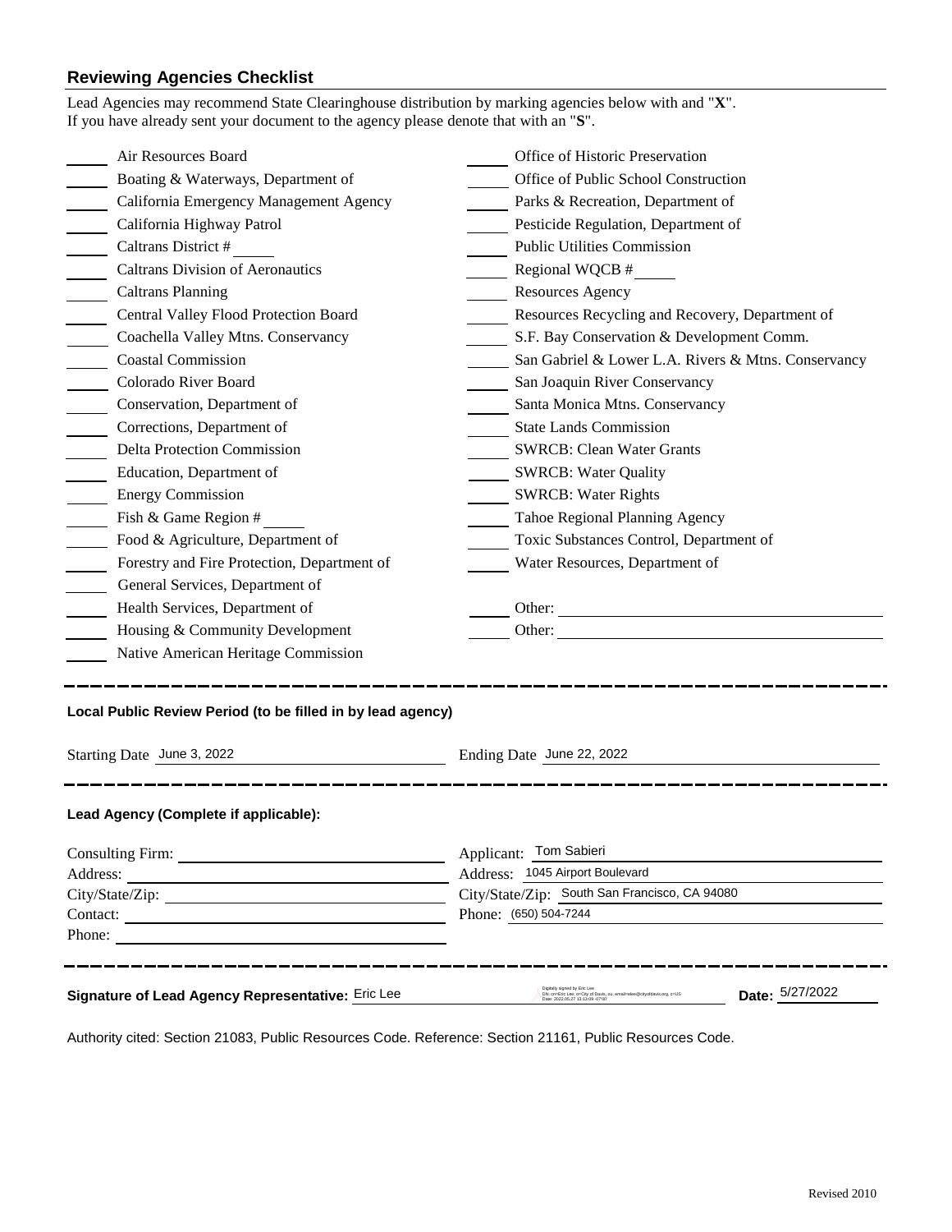## Reviewing Agencies Checklist

Lead Agencies may recommend State Clearinghouse distribution by marking agencies below with and "**X**".
If you have already sent your document to the agency please denote that with an "**S**".

- ____ Air Resources Board
- ____ Boating & Waterways, Department of
- ____ California Emergency Management Agency
- ____ California Highway Patrol
- ____ Caltrans District # ____
- ____ Caltrans Division of Aeronautics
- ____ Caltrans Planning
- ____ Central Valley Flood Protection Board
- ____ Coachella Valley Mtns. Conservancy
- ____ Coastal Commission
- ____ Colorado River Board
- ____ Conservation, Department of
- ____ Corrections, Department of
- ____ Delta Protection Commission
- ____ Education, Department of
- ____ Energy Commission
- ____ Fish & Game Region # ____
- ____ Food & Agriculture, Department of
- ____ Forestry and Fire Protection, Department of
- ____ General Services, Department of
- ____ Health Services, Department of
- ____ Housing & Community Development
- ____ Native American Heritage Commission
- ____ Office of Historic Preservation
- ____ Office of Public School Construction
- ____ Parks & Recreation, Department of
- ____ Pesticide Regulation, Department of
- ____ Public Utilities Commission
- ____ Regional WQCB # ____
- ____ Resources Agency
- ____ Resources Recycling and Recovery, Department of
- ____ S.F. Bay Conservation & Development Comm.
- ____ San Gabriel & Lower L.A. Rivers & Mtns. Conservancy
- ____ San Joaquin River Conservancy
- ____ Santa Monica Mtns. Conservancy
- ____ State Lands Commission
- ____ SWRCB: Clean Water Grants
- ____ SWRCB: Water Quality
- ____ SWRCB: Water Rights
- ____ Tahoe Regional Planning Agency
- ____ Toxic Substances Control, Department of
- ____ Water Resources, Department of
- ____ Other: ____
- ____ Other: ____

---

**Local Public Review Period (to be filled in by lead agency)**

Starting Date June 3, 2022 Ending Date June 22, 2022

---

**Lead Agency (Complete if applicable):**

Consulting Firm:
Address:
City/State/Zip:
Contact:
Phone:

Applicant: Tom Sabieri
Address: 1045 Airport Boulevard
City/State/Zip: South San Francisco, CA 94080
Phone: (650) 504-7244

---

**Signature of Lead Agency Representative:** Eric Lee

Digitally signed by Eric Lee
DN: cn=Eric Lee, o=City of Davis, ou, email=elee@cityofdavis.org, c=US
Date: 2022.05.27 13:13:09 -07'00'

**Date:** 5/27/2022

Authority cited: Section 21083, Public Resources Code. Reference: Section 21161, Public Resources Code.

Revised 2010